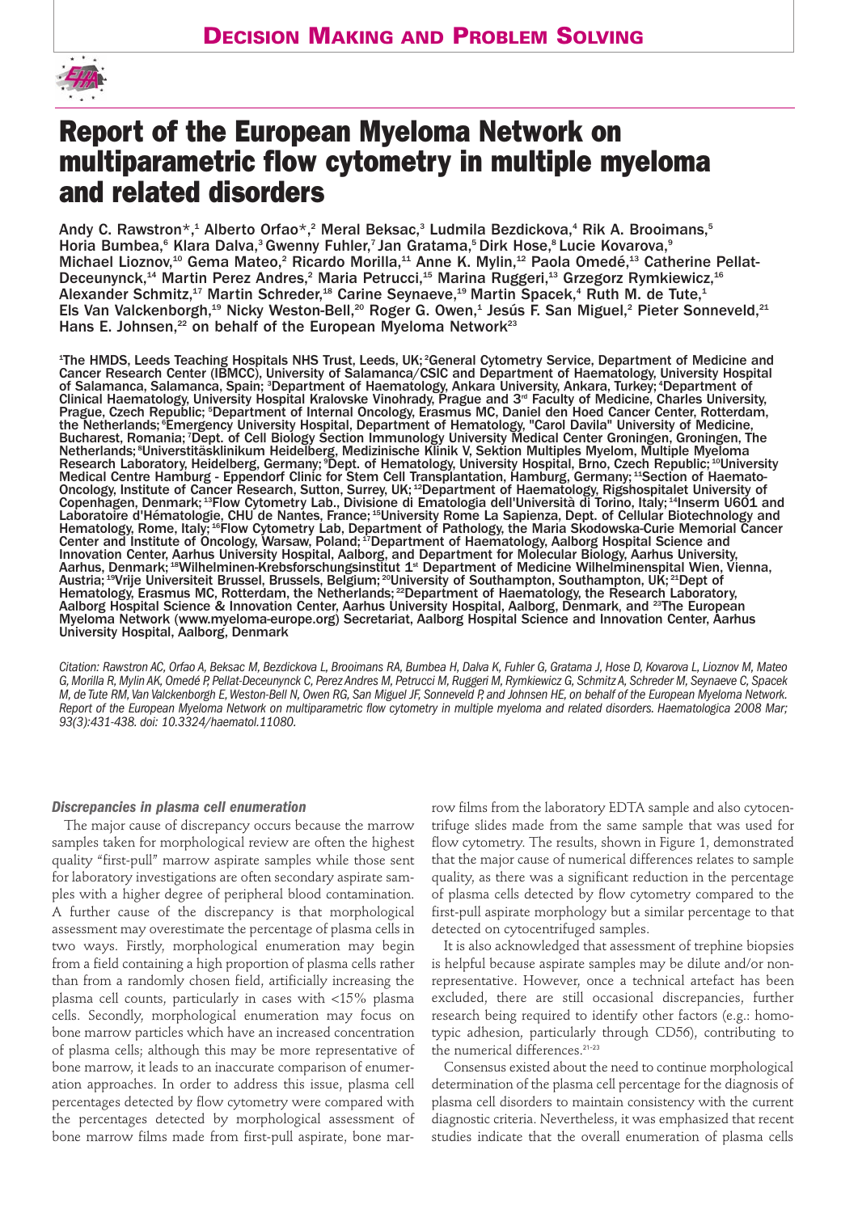Decision Making and Problem Solving

# Report of the European Myeloma Network on multiparametric flow cytometry in multiple myeloma and related disorders

Andy C. Rawstron*,[1] Alberto Orfao*,[2] Meral Beksac,[3] Ludmila Bezdickova,[4] Rik A. Brooimans,[5] Horia Bumbea,[6] Klara Dalva,[3] Gwenny Fuhler,[7] Jan Gratama,[5] Dirk Hose,[8] Lucie Kovarova,[9] Michael Lioznov,[10] Gema Mateo,[2] Ricardo Morilla,[11] Anne K. Mylin,[12] Paola Omedé,[13] Catherine Pellat-Deceunynck,[14] Martin Perez Andres,[2] Maria Petrucci,[15] Marina Ruggeri,[13] Grzegorz Rymkiewicz,[16] Alexander Schmitz,[17] Martin Schreder,[18] Carine Seynaeve,[19] Martin Spacek,[4] Ruth M. de Tute,[1] Els Van Valckenborgh,[19] Nicky Weston-Bell,[20] Roger G. Owen,[1] Jesús F. San Miguel,[2] Pieter Sonneveld,[21] Hans E. Johnsen,[22] on behalf of the European Myeloma Network[23]

[1]The HMDS, Leeds Teaching Hospitals NHS Trust, Leeds, UK; [2]General Cytometry Service, Department of Medicine and Cancer Research Center (IBMCC), University of Salamanca/CSIC and Department of Haematology, University Hospital of Salamanca, Salamanca, Spain; [3]Department of Haematology, Ankara University, Ankara, Turkey; [4]Department of Clinical Haematology, University Hospital Kralovske Vinohrady, Prague and 3rd Faculty of Medicine, Charles University, Prague, Czech Republic; [5]Department of Internal Oncology, Erasmus MC, Daniel den Hoed Cancer Center, Rotterdam, the Netherlands; [6]Emergency University Hospital, Department of Hematology, "Carol Davila" University of Medicine, Bucharest, Romania; [7]Dept. of Cell Biology Section Immunology University Medical Center Groningen, Groningen, The Netherlands; [8]Universtitäsklinikum Heidelberg, Medizinische Klinik V, Sektion Multiples Myelom, Multiple Myeloma Research Laboratory, Heidelberg, Germany; [9]Dept. of Hematology, University Hospital, Brno, Czech Republic; [10]University Medical Centre Hamburg - Eppendorf Clinic for Stem Cell Transplantation, Hamburg, Germany; [11]Section of Haemato-Oncology, Institute of Cancer Research, Sutton, Surrey, UK; [12]Department of Haematology, Rigshospitalet University of Copenhagen, Denmark; [13]Flow Cytometry Lab., Divisione di Ematologia dell'Università di Torino, Italy; [14]Inserm U601 and Laboratoire d'Hématologie, CHU de Nantes, France; [15]University Rome La Sapienza, Dept. of Cellular Biotechnology and Hematology, Rome, Italy; [16]Flow Cytometry Lab, Department of Pathology, the Maria Skodowska-Curie Memorial Cancer Center and Institute of Oncology, Warsaw, Poland; [17]Department of Haematology, Aalborg Hospital Science and Innovation Center, Aarhus University Hospital, Aalborg, and Department for Molecular Biology, Aarhus University, Aarhus, Denmark; [18]Wilhelminen-Krebsforschungsinstitut 1st Department of Medicine Wilhelminenspital Wien, Vienna, Austria; [19]Vrije Universiteit Brussel, Brussels, Belgium; [20]University of Southampton, Southampton, UK; [21]Dept of Hematology, Erasmus MC, Rotterdam, the Netherlands; [22]Department of Haematology, the Research Laboratory, Aalborg Hospital Science & Innovation Center, Aarhus University Hospital, Aalborg, Denmark, and [23]The European Myeloma Network (www.myeloma-europe.org) Secretariat, Aalborg Hospital Science and Innovation Center, Aarhus University Hospital, Aalborg, Denmark

*Citation: Rawstron AC, Orfao A, Beksac M, Bezdickova L, Brooimans RA, Bumbea H, Dalva K, Fuhler G, Gratama J, Hose D, Kovarova L, Lioznov M, Mateo G, Morilla R, Mylin AK, Omedé P, Pellat-Deceunynck C, Perez Andres M, Petrucci M, Ruggeri M, Rymkiewicz G, Schmitz A, Schreder M, Seynaeve C, Spacek M, de Tute RM, Van Valckenborgh E, Weston-Bell N, Owen RG, San Miguel JF, Sonneveld P, and Johnsen HE, on behalf of the European Myeloma Network. Report of the European Myeloma Network on multiparametric flow cytometry in multiple myeloma and related disorders. Haematologica 2008 Mar; 93(3):431-438. doi: 10.3324/haematol.11080.*

### *Discrepancies in plasma cell enumeration*

The major cause of discrepancy occurs because the marrow samples taken for morphological review are often the highest quality "first-pull" marrow aspirate samples while those sent for laboratory investigations are often secondary aspirate samples with a higher degree of peripheral blood contamination. A further cause of the discrepancy is that morphological assessment may overestimate the percentage of plasma cells in two ways. Firstly, morphological enumeration may begin from a field containing a high proportion of plasma cells rather than from a randomly chosen field, artificially increasing the plasma cell counts, particularly in cases with <15% plasma cells. Secondly, morphological enumeration may focus on bone marrow particles which have an increased concentration of plasma cells; although this may be more representative of bone marrow, it leads to an inaccurate comparison of enumeration approaches. In order to address this issue, plasma cell percentages detected by flow cytometry were compared with the percentages detected by morphological assessment of bone marrow films made from first-pull aspirate, bone marrow films from the laboratory EDTA sample and also cytocentrifuge slides made from the same sample that was used for flow cytometry. The results, shown in Figure 1, demonstrated that the major cause of numerical differences relates to sample quality, as there was a significant reduction in the percentage of plasma cells detected by flow cytometry compared to the first-pull aspirate morphology but a similar percentage to that detected on cytocentrifuged samples.

It is also acknowledged that assessment of trephine biopsies is helpful because aspirate samples may be dilute and/or non-representative. However, once a technical artefact has been excluded, there are still occasional discrepancies, further research being required to identify other factors (e.g.: homotypic adhesion, particularly through CD56), contributing to the numerical differences.[21-23]

Consensus existed about the need to continue morphological determination of the plasma cell percentage for the diagnosis of plasma cell disorders to maintain consistency with the current diagnostic criteria. Nevertheless, it was emphasized that recent studies indicate that the overall enumeration of plasma cells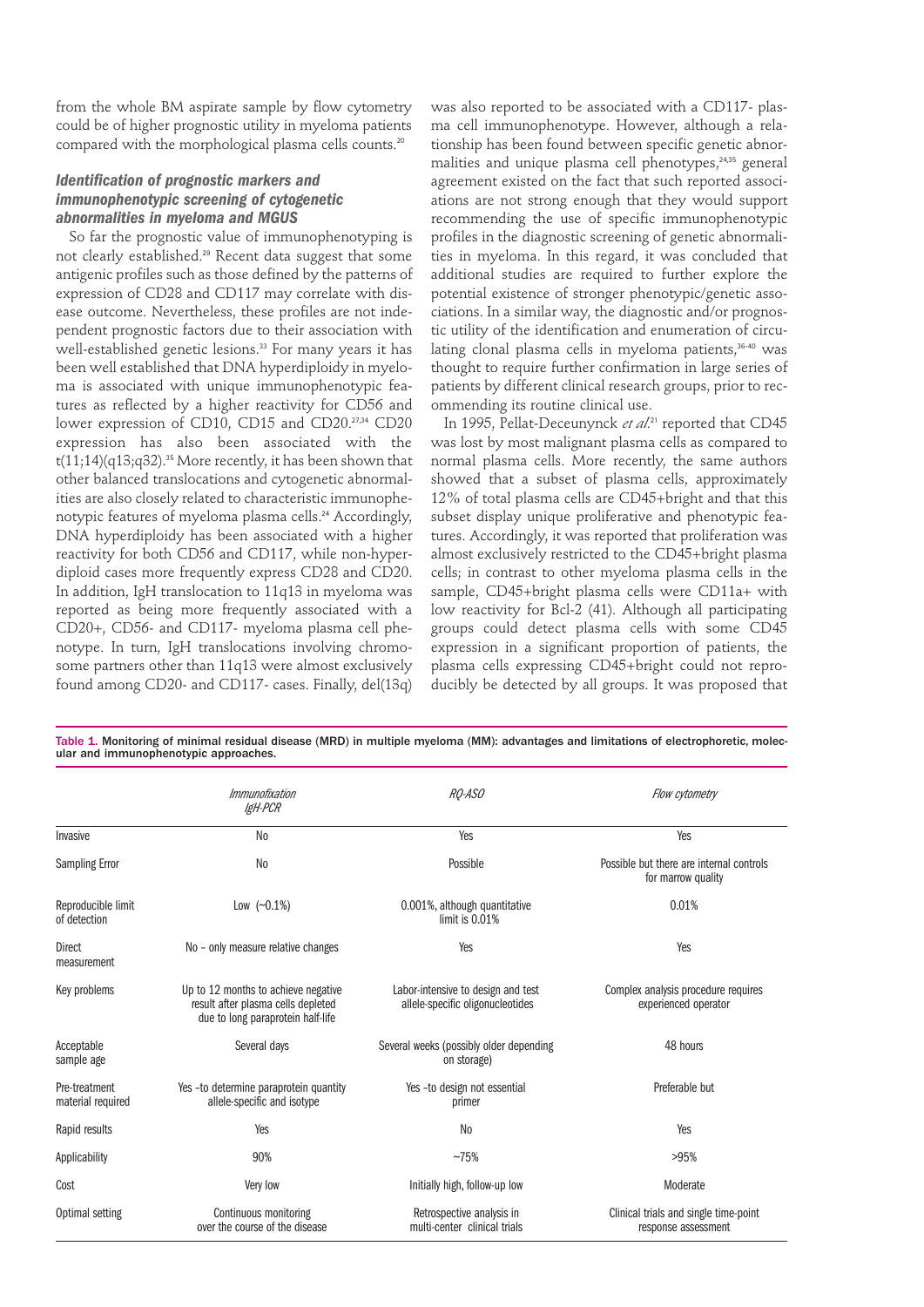from the whole BM aspirate sample by flow cytometry could be of higher prognostic utility in myeloma patients compared with the morphological plasma cells counts.[20]

### *Identification of prognostic markers and immunophenotypic screening of cytogenetic abnormalities in myeloma and MGUS*

So far the prognostic value of immunophenotyping is not clearly established.[29] Recent data suggest that some antigenic profiles such as those defined by the patterns of expression of CD28 and CD117 may correlate with disease outcome. Nevertheless, these profiles are not independent prognostic factors due to their association with well-established genetic lesions.[33] For many years it has been well established that DNA hyperdiploidy in myeloma is associated with unique immunophenotypic features as reflected by a higher reactivity for CD56 and lower expression of CD10, CD15 and CD20.[27,34] CD20 expression has also been associated with the t(11;14)(q13;q32).[35] More recently, it has been shown that other balanced translocations and cytogenetic abnormalities are also closely related to characteristic immunophenotypic features of myeloma plasma cells.[24] Accordingly, DNA hyperdiploidy has been associated with a higher reactivity for both CD56 and CD117, while non-hyperdiploid cases more frequently express CD28 and CD20. In addition, IgH translocation to 11q13 in myeloma was reported as being more frequently associated with a CD20+, CD56- and CD117- myeloma plasma cell phenotype. In turn, IgH translocations involving chromosome partners other than 11q13 were almost exclusively found among CD20- and CD117- cases. Finally, del(13q) was also reported to be associated with a CD117- plasma cell immunophenotype. However, although a relationship has been found between specific genetic abnormalities and unique plasma cell phenotypes,[24,35] general agreement existed on the fact that such reported associations are not strong enough that they would support recommending the use of specific immunophenotypic profiles in the diagnostic screening of genetic abnormalities in myeloma. In this regard, it was concluded that additional studies are required to further explore the potential existence of stronger phenotypic/genetic associations. In a similar way, the diagnostic and/or prognostic utility of the identification and enumeration of circulating clonal plasma cells in myeloma patients,[36-40] was thought to require further confirmation in large series of patients by different clinical research groups, prior to recommending its routine clinical use.

In 1995, Pellat-Deceunynck *et al*.[21] reported that CD45 was lost by most malignant plasma cells as compared to normal plasma cells. More recently, the same authors showed that a subset of plasma cells, approximately 12% of total plasma cells are CD45+bright and that this subset display unique proliferative and phenotypic features. Accordingly, it was reported that proliferation was almost exclusively restricted to the CD45+bright plasma cells; in contrast to other myeloma plasma cells in the sample, CD45+bright plasma cells were CD11a+ with low reactivity for Bcl-2 (41). Although all participating groups could detect plasma cells with some CD45 expression in a significant proportion of patients, the plasma cells expressing CD45+bright could not reproducibly be detected by all groups. It was proposed that

**Table 1. Monitoring of minimal residual disease (MRD) in multiple myeloma (MM): advantages and limitations of electrophoretic, molecular and immunophenotypic approaches.**

| | *Immunofixation IgH-PCR* | *RQ-ASO* | *Flow cytometry* |
|---|---|---|---|
| Invasive | No | Yes | Yes |
| Sampling Error | No | Possible | Possible but there are internal controls for marrow quality |
| Reproducible limit of detection | Low (~0.1%) | 0.001%, although quantitative limit is 0.01% | 0.01% |
| Direct measurement | No – only measure relative changes | Yes | Yes |
| Key problems | Up to 12 months to achieve negative result after plasma cells depleted due to long paraprotein half-life | Labor-intensive to design and test allele-specific oligonucleotides | Complex analysis procedure requires experienced operator |
| Acceptable sample age | Several days | Several weeks (possibly older depending on storage) | 48 hours |
| Pre-treatment material required | Yes –to determine paraprotein quantity allele-specific and isotype | Yes –to design not essential primer | Preferable but |
| Rapid results | Yes | No | Yes |
| Applicability | 90% | ~75% | >95% |
| Cost | Very low | Initially high, follow-up low | Moderate |
| Optimal setting | Continuous monitoring over the course of the disease | Retrospective analysis in multi-center clinical trials | Clinical trials and single time-point response assessment |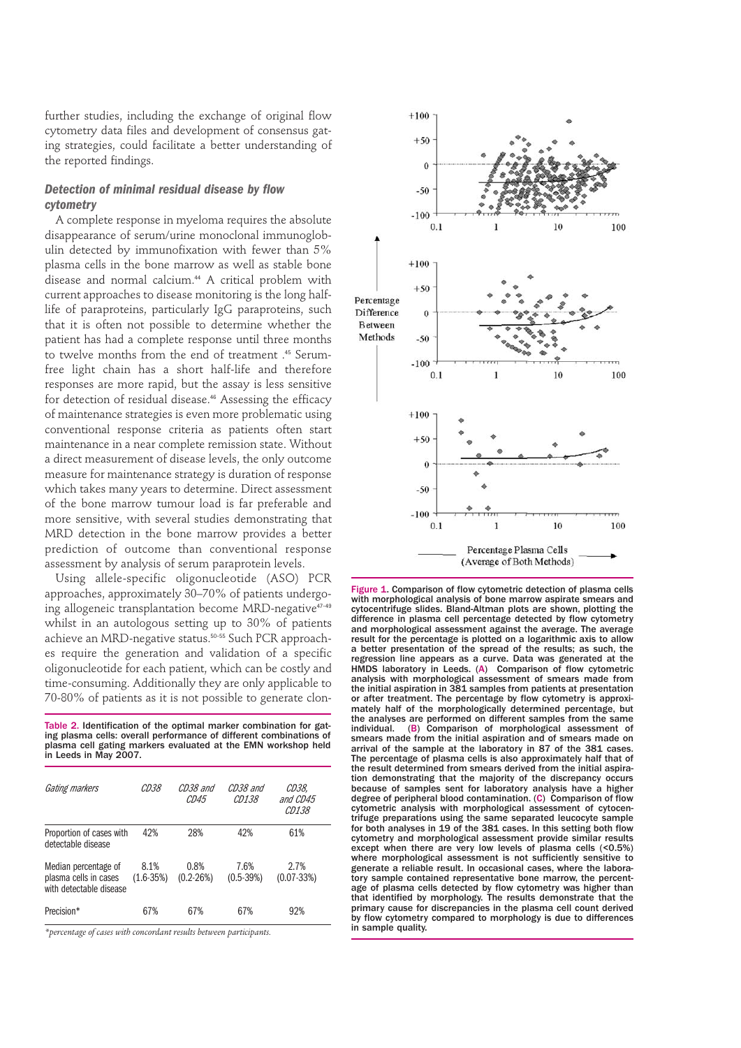further studies, including the exchange of original flow cytometry data files and development of consensus gating strategies, could facilitate a better understanding of the reported findings.

### *Detection of minimal residual disease by flow cytometry*

A complete response in myeloma requires the absolute disappearance of serum/urine monoclonal immunoglobulin detected by immunofixation with fewer than 5% plasma cells in the bone marrow as well as stable bone disease and normal calcium.[44] A critical problem with current approaches to disease monitoring is the long half-life of paraproteins, particularly IgG paraproteins, such that it is often not possible to determine whether the patient has had a complete response until three months to twelve months from the end of treatment .[45] Serum-free light chain has a short half-life and therefore responses are more rapid, but the assay is less sensitive for detection of residual disease.[46] Assessing the efficacy of maintenance strategies is even more problematic using conventional response criteria as patients often start maintenance in a near complete remission state. Without a direct measurement of disease levels, the only outcome measure for maintenance strategy is duration of response which takes many years to determine. Direct assessment of the bone marrow tumour load is far preferable and more sensitive, with several studies demonstrating that MRD detection in the bone marrow provides a better prediction of outcome than conventional response assessment by analysis of serum paraprotein levels.

Using allele-specific oligonucleotide (ASO) PCR approaches, approximately 30–70% of patients undergoing allogeneic transplantation become MRD-negative[47-49] whilst in an autologous setting up to 30% of patients achieve an MRD-negative status.[50-55] Such PCR approaches require the generation and validation of a specific oligonucleotide for each patient, which can be costly and time-consuming. Additionally they are only applicable to 70-80% of patients as it is not possible to generate clon-

**Table 2. Identification of the optimal marker combination for gating plasma cells: overall performance of different combinations of plasma cell gating markers evaluated at the EMN workshop held in Leeds in May 2007.**

| *Gating markers* | *CD38* | *CD38 and CD45* | *CD38 and CD138* | *CD38, and CD45 CD138* |
|---|---|---|---|---|
| Proportion of cases with detectable disease | 42% | 28% | 42% | 61% |
| Median percentage of plasma cells in cases with detectable disease | 8.1% (1.6-35%) | 0.8% (0.2-26%) | 7.6% (0.5-39%) | 2.7% (0.07-33%) |
| Precision* | 67% | 67% | 67% | 92% |

*\*percentage of cases with concordant results between participants.*

**Figure 1. Comparison of flow cytometric detection of plasma cells with morphological analysis of bone marrow aspirate smears and cytocentrifuge slides. Bland-Altman plots are shown, plotting the difference in plasma cell percentage detected by flow cytometry and morphological assessment against the average. The average result for the percentage is plotted on a logarithmic axis to allow a better presentation of the spread of the results; as such, the regression line appears as a curve. Data was generated at the HMDS laboratory in Leeds. (A) Comparison of flow cytometric analysis with morphological assessment of smears made from the initial aspiration in 381 samples from patients at presentation or after treatment. The percentage by flow cytometry is approximately half of the morphologically determined percentage, but the analyses are performed on different samples from the same individual. (B) Comparison of morphological assessment of smears made from the initial aspiration and of smears made on arrival of the sample at the laboratory in 87 of the 381 cases. The percentage of plasma cells is also approximately half that of the result determined from smears derived from the initial aspiration demonstrating that the majority of the discrepancy occurs because of samples sent for laboratory analysis have a higher degree of peripheral blood contamination. (C) Comparison of flow cytometric analysis with morphological assessment of cytocentrifuge preparations using the same separated leucocyte sample for both analyses in 19 of the 381 cases. In this setting both flow cytometry and morphological assessment provide similar results except when there are very low levels of plasma cells (<0.5%) where morphological assessment is not sufficiently sensitive to generate a reliable result. In occasional cases, where the laboratory sample contained representative bone marrow, the percentage of plasma cells detected by flow cytometry was higher than that identified by morphology. The results demonstrate that the primary cause for discrepancies in the plasma cell count derived by flow cytometry compared to morphology is due to differences in sample quality.**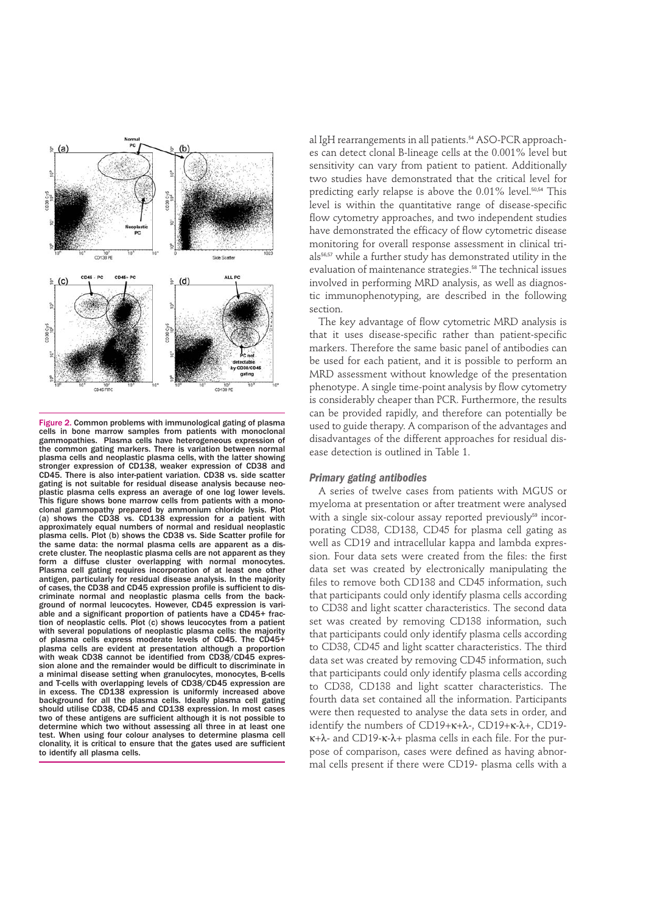Figure 2. Common problems with immunological gating of plasma cells in bone marrow samples from patients with monoclonal gammopathies. Plasma cells have heterogeneous expression of the common gating markers. There is variation between normal plasma cells and neoplastic plasma cells, with the latter showing stronger expression of CD138, weaker expression of CD38 and CD45. There is also inter-patient variation. CD38 vs. side scatter gating is not suitable for residual disease analysis because neoplastic plasma cells express an average of one log lower levels. This figure shows bone marrow cells from patients with a monoclonal gammopathy prepared by ammonium chloride lysis. Plot (a) shows the CD38 vs. CD138 expression for a patient with approximately equal numbers of normal and residual neoplastic plasma cells. Plot (b) shows the CD38 vs. Side Scatter profile for the same data: the normal plasma cells are apparent as a discrete cluster. The neoplastic plasma cells are not apparent as they form a diffuse cluster overlapping with normal monocytes. Plasma cell gating requires incorporation of at least one other antigen, particularly for residual disease analysis. In the majority of cases, the CD38 and CD45 expression profile is sufficient to discriminate normal and neoplastic plasma cells from the background of normal leucocytes. However, CD45 expression is variable and a significant proportion of patients have a CD45+ fraction of neoplastic cells. Plot (c) shows leucocytes from a patient with several populations of neoplastic plasma cells: the majority of plasma cells express moderate levels of CD45. The CD45+ plasma cells are evident at presentation although a proportion with weak CD38 cannot be identified from CD38/CD45 expression alone and the remainder would be difficult to discriminate in a minimal disease setting when granulocytes, monocytes, B-cells and T-cells with overlapping levels of CD38/CD45 expression are in excess. The CD138 expression is uniformly increased above background for all the plasma cells. Ideally plasma cell gating should utilise CD38, CD45 and CD138 expression. In most cases two of these antigens are sufficient although it is not possible to determine which two without assessing all three in at least one test. When using four colour analyses to determine plasma cell clonality, it is critical to ensure that the gates used are sufficient to identify all plasma cells.

al IgH rearrangements in all patients.[54] ASO-PCR approaches can detect clonal B-lineage cells at the 0.001% level but sensitivity can vary from patient to patient. Additionally two studies have demonstrated that the critical level for predicting early relapse is above the 0.01% level.[50,54] This level is within the quantitative range of disease-specific flow cytometry approaches, and two independent studies have demonstrated the efficacy of flow cytometric disease monitoring for overall response assessment in clinical trials[56,57] while a further study has demonstrated utility in the evaluation of maintenance strategies.[58] The technical issues involved in performing MRD analysis, as well as diagnostic immunophenotyping, are described in the following section.

The key advantage of flow cytometric MRD analysis is that it uses disease-specific rather than patient-specific markers. Therefore the same basic panel of antibodies can be used for each patient, and it is possible to perform an MRD assessment without knowledge of the presentation phenotype. A single time-point analysis by flow cytometry is considerably cheaper than PCR. Furthermore, the results can be provided rapidly, and therefore can potentially be used to guide therapy. A comparison of the advantages and disadvantages of the different approaches for residual disease detection is outlined in Table 1.

### *Primary gating antibodies*

A series of twelve cases from patients with MGUS or myeloma at presentation or after treatment were analysed with a single six-colour assay reported previously[59] incorporating CD38, CD138, CD45 for plasma cell gating as well as CD19 and intracellular kappa and lambda expression. Four data sets were created from the files: the first data set was created by electronically manipulating the files to remove both CD138 and CD45 information, such that participants could only identify plasma cells according to CD38 and light scatter characteristics. The second data set was created by removing CD138 information, such that participants could only identify plasma cells according to CD38, CD45 and light scatter characteristics. The third data set was created by removing CD45 information, such that participants could only identify plasma cells according to CD38, CD138 and light scatter characteristics. The fourth data set contained all the information. Participants were then requested to analyse the data sets in order, and identify the numbers of CD19+κ+λ-, CD19+κ-λ+, CD19-κ+λ- and CD19-κ-λ+ plasma cells in each file. For the purpose of comparison, cases were defined as having abnormal cells present if there were CD19- plasma cells with a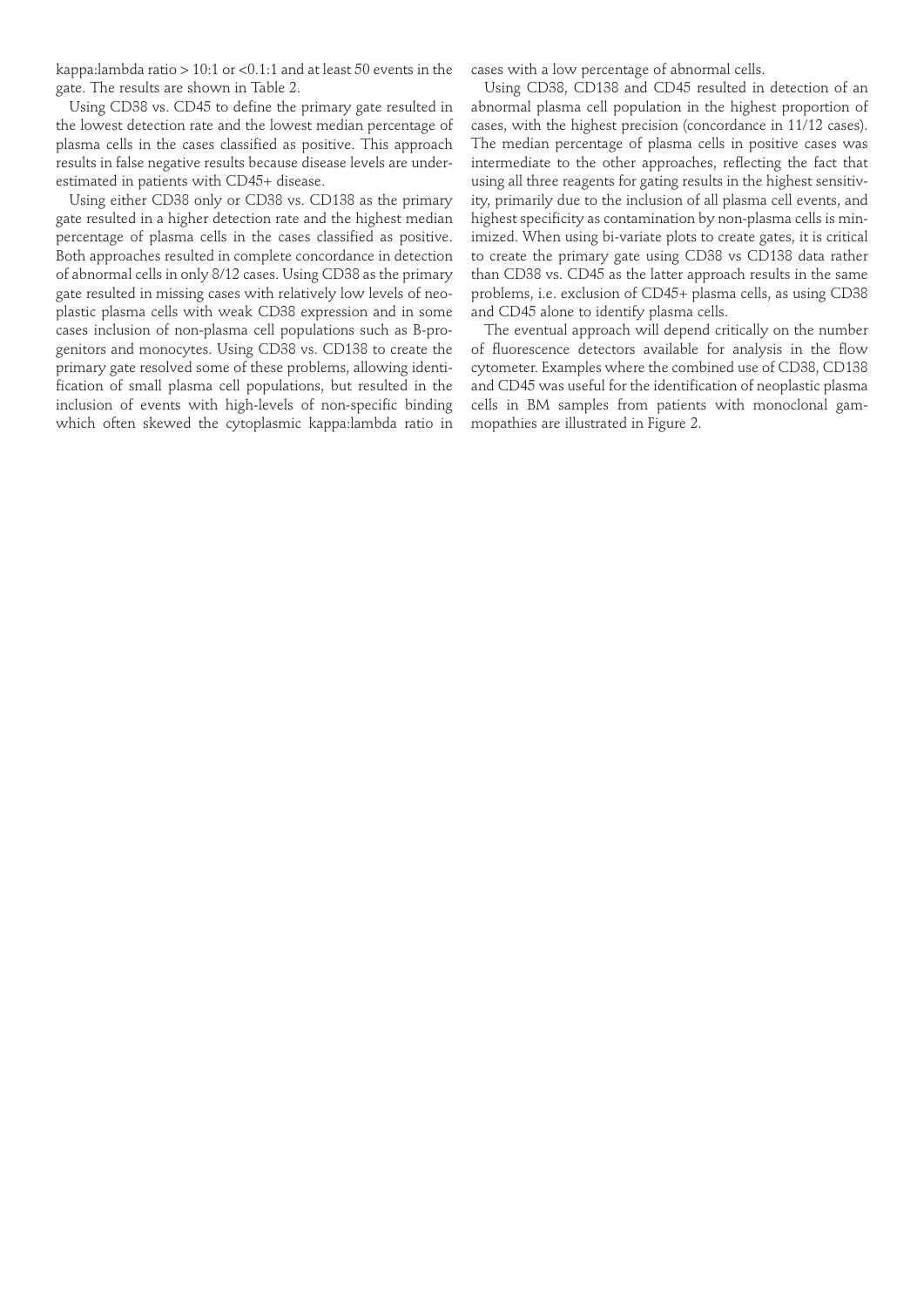kappa:lambda ratio > 10:1 or <0.1:1 and at least 50 events in the gate. The results are shown in Table 2.

Using CD38 vs. CD45 to define the primary gate resulted in the lowest detection rate and the lowest median percentage of plasma cells in the cases classified as positive. This approach results in false negative results because disease levels are underestimated in patients with CD45+ disease.

Using either CD38 only or CD38 vs. CD138 as the primary gate resulted in a higher detection rate and the highest median percentage of plasma cells in the cases classified as positive. Both approaches resulted in complete concordance in detection of abnormal cells in only 8/12 cases. Using CD38 as the primary gate resulted in missing cases with relatively low levels of neoplastic plasma cells with weak CD38 expression and in some cases inclusion of non-plasma cell populations such as B-progenitors and monocytes. Using CD38 vs. CD138 to create the primary gate resolved some of these problems, allowing identification of small plasma cell populations, but resulted in the inclusion of events with high-levels of non-specific binding which often skewed the cytoplasmic kappa:lambda ratio in cases with a low percentage of abnormal cells.

Using CD38, CD138 and CD45 resulted in detection of an abnormal plasma cell population in the highest proportion of cases, with the highest precision (concordance in 11/12 cases). The median percentage of plasma cells in positive cases was intermediate to the other approaches, reflecting the fact that using all three reagents for gating results in the highest sensitivity, primarily due to the inclusion of all plasma cell events, and highest specificity as contamination by non-plasma cells is minimized. When using bi-variate plots to create gates, it is critical to create the primary gate using CD38 vs CD138 data rather than CD38 vs. CD45 as the latter approach results in the same problems, i.e. exclusion of CD45+ plasma cells, as using CD38 and CD45 alone to identify plasma cells.

The eventual approach will depend critically on the number of fluorescence detectors available for analysis in the flow cytometer. Examples where the combined use of CD38, CD138 and CD45 was useful for the identification of neoplastic plasma cells in BM samples from patients with monoclonal gammopathies are illustrated in Figure 2.